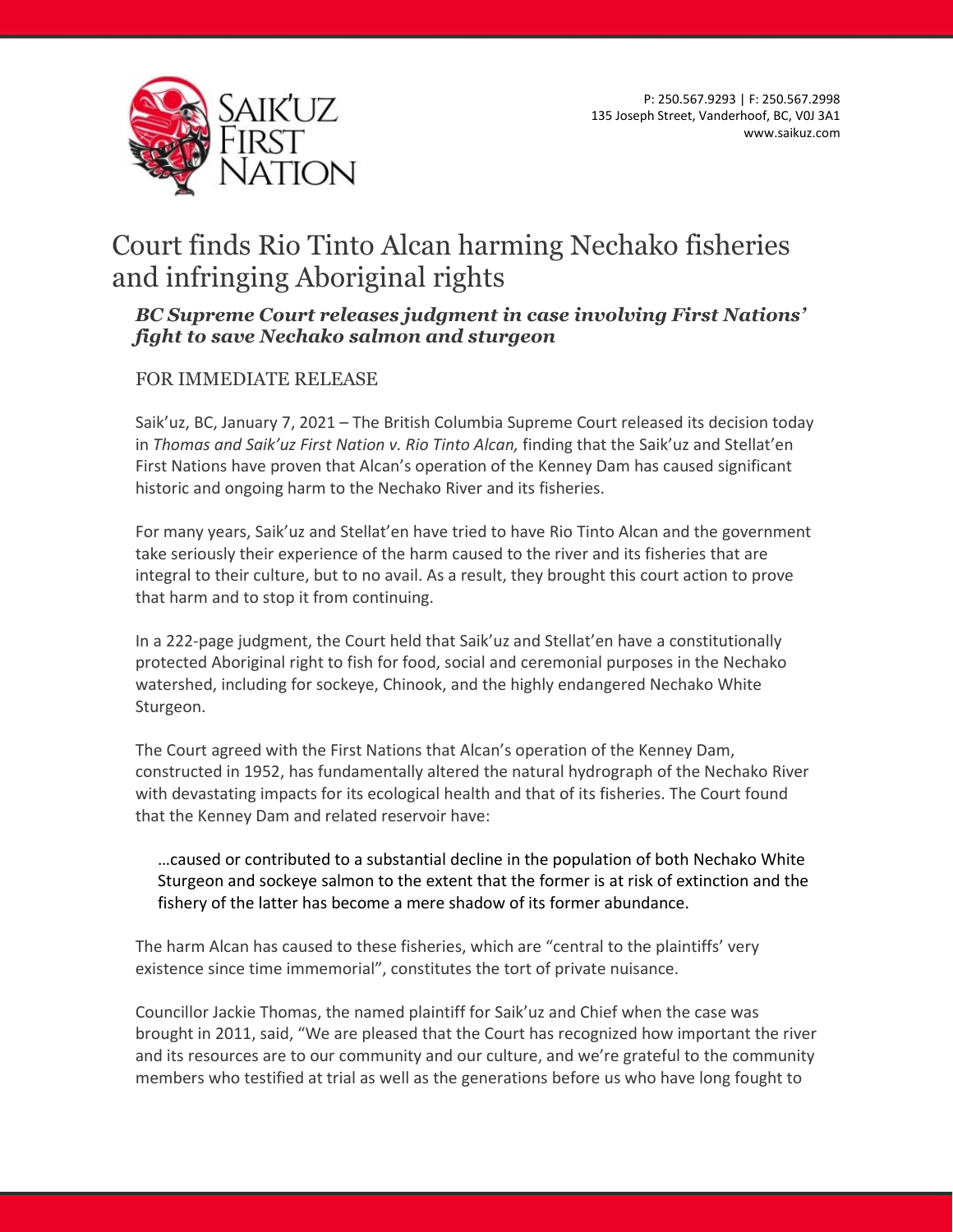Saik'uz First Nation

P: 250.567.9293 | F: 250.567.2998
135 Joseph Street, Vanderhoof, BC, V0J 3A1
www.saikuz.com

# Court finds Rio Tinto Alcan harming Nechako fisheries and infringing Aboriginal rights

### *BC Supreme Court releases judgment in case involving First Nations' fight to save Nechako salmon and sturgeon*

FOR IMMEDIATE RELEASE

Saik'uz, BC, January 7, 2021 – The British Columbia Supreme Court released its decision today in *Thomas and Saik'uz First Nation v. Rio Tinto Alcan,* finding that the Saik'uz and Stellat'en First Nations have proven that Alcan's operation of the Kenney Dam has caused significant historic and ongoing harm to the Nechako River and its fisheries.

For many years, Saik'uz and Stellat'en have tried to have Rio Tinto Alcan and the government take seriously their experience of the harm caused to the river and its fisheries that are integral to their culture, but to no avail. As a result, they brought this court action to prove that harm and to stop it from continuing.

In a 222-page judgment, the Court held that Saik'uz and Stellat'en have a constitutionally protected Aboriginal right to fish for food, social and ceremonial purposes in the Nechako watershed, including for sockeye, Chinook, and the highly endangered Nechako White Sturgeon.

The Court agreed with the First Nations that Alcan's operation of the Kenney Dam, constructed in 1952, has fundamentally altered the natural hydrograph of the Nechako River with devastating impacts for its ecological health and that of its fisheries. The Court found that the Kenney Dam and related reservoir have:

> …caused or contributed to a substantial decline in the population of both Nechako White Sturgeon and sockeye salmon to the extent that the former is at risk of extinction and the fishery of the latter has become a mere shadow of its former abundance.

The harm Alcan has caused to these fisheries, which are "central to the plaintiffs' very existence since time immemorial", constitutes the tort of private nuisance.

Councillor Jackie Thomas, the named plaintiff for Saik'uz and Chief when the case was brought in 2011, said, "We are pleased that the Court has recognized how important the river and its resources are to our community and our culture, and we're grateful to the community members who testified at trial as well as the generations before us who have long fought to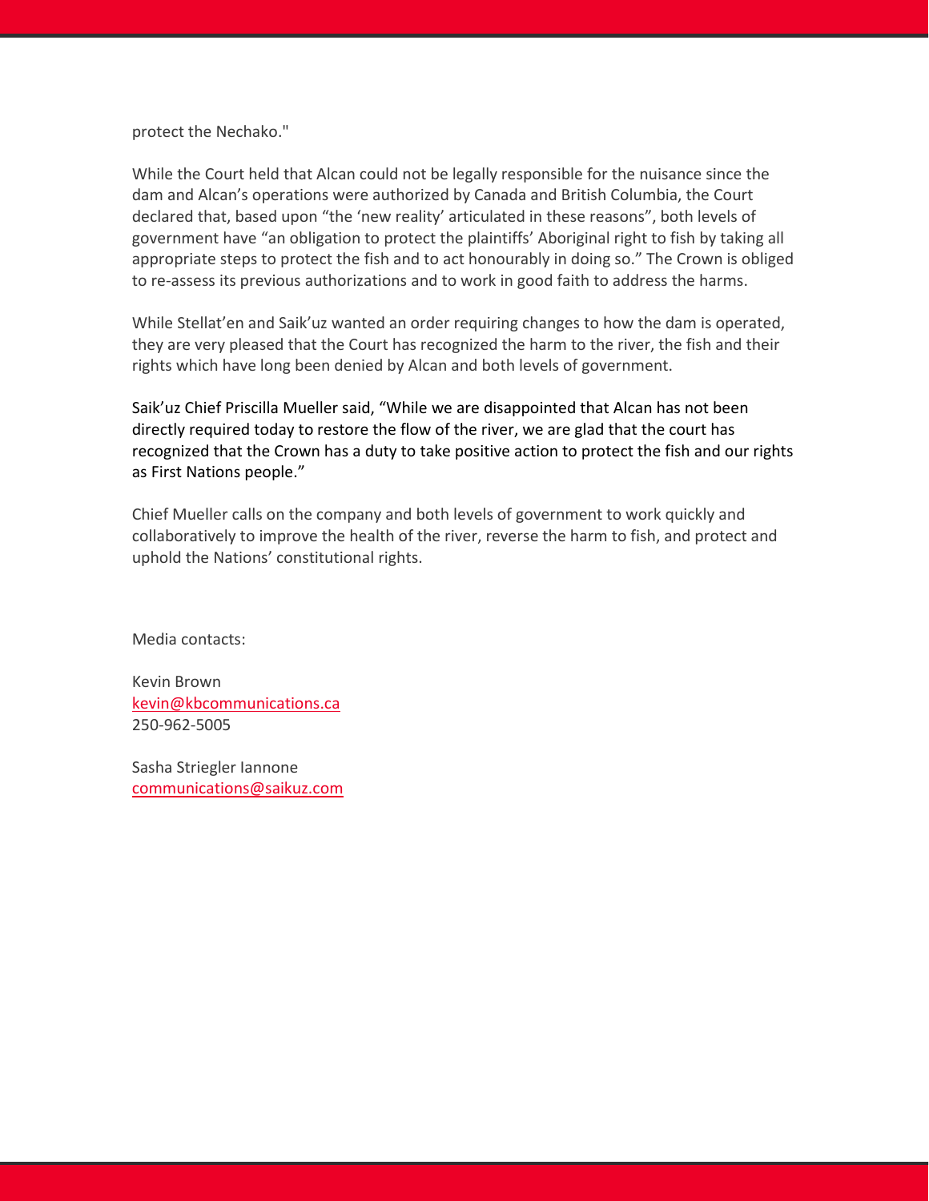protect the Nechako."

While the Court held that Alcan could not be legally responsible for the nuisance since the dam and Alcan's operations were authorized by Canada and British Columbia, the Court declared that, based upon "the 'new reality' articulated in these reasons", both levels of government have "an obligation to protect the plaintiffs' Aboriginal right to fish by taking all appropriate steps to protect the fish and to act honourably in doing so." The Crown is obliged to re-assess its previous authorizations and to work in good faith to address the harms.

While Stellat'en and Saik'uz wanted an order requiring changes to how the dam is operated, they are very pleased that the Court has recognized the harm to the river, the fish and their rights which have long been denied by Alcan and both levels of government.

Saik'uz Chief Priscilla Mueller said, "While we are disappointed that Alcan has not been directly required today to restore the flow of the river, we are glad that the court has recognized that the Crown has a duty to take positive action to protect the fish and our rights as First Nations people."

Chief Mueller calls on the company and both levels of government to work quickly and collaboratively to improve the health of the river, reverse the harm to fish, and protect and uphold the Nations' constitutional rights.

Media contacts:

Kevin Brown
kevin@kbcommunications.ca
250-962-5005

Sasha Striegler Iannone
communications@saikuz.com